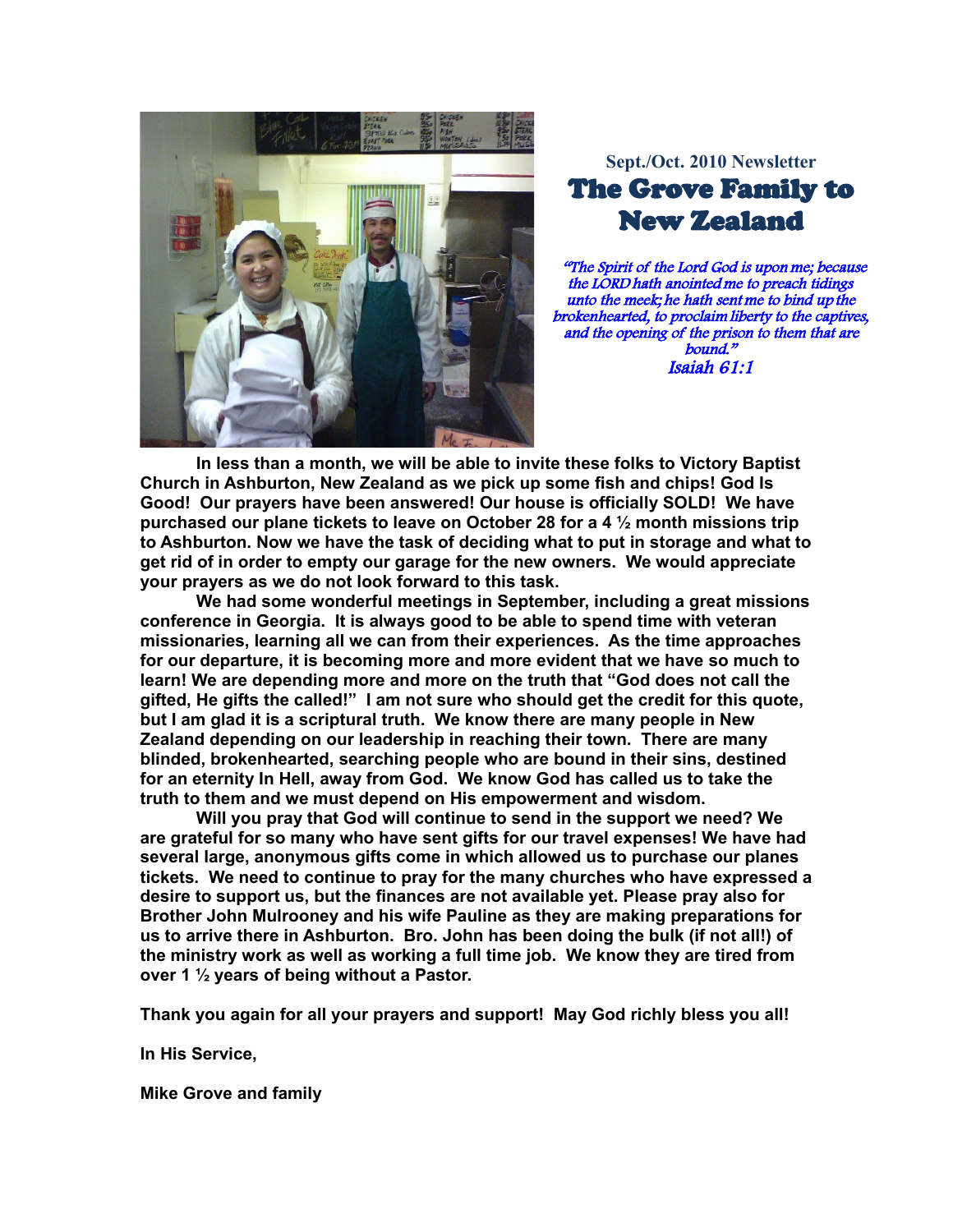Sept./Oct. 2010 Newsletter

# The Grove Family to New Zealand

*"The Spirit of the Lord God is upon me; because the LORD hath anointed me to preach tidings unto the meek; he hath sent me to bind up the brokenhearted, to proclaim liberty to the captives, and the opening of the prison to them that are bound."*
*Isaiah 61:1*

**In less than a month, we will be able to invite these folks to Victory Baptist Church in Ashburton, New Zealand as we pick up some fish and chips! God Is Good! Our prayers have been answered! Our house is officially SOLD! We have purchased our plane tickets to leave on October 28 for a 4 ½ month missions trip to Ashburton. Now we have the task of deciding what to put in storage and what to get rid of in order to empty our garage for the new owners. We would appreciate your prayers as we do not look forward to this task.**

**We had some wonderful meetings in September, including a great missions conference in Georgia. It is always good to be able to spend time with veteran missionaries, learning all we can from their experiences. As the time approaches for our departure, it is becoming more and more evident that we have so much to learn! We are depending more and more on the truth that "God does not call the gifted, He gifts the called!" I am not sure who should get the credit for this quote, but I am glad it is a scriptural truth. We know there are many people in New Zealand depending on our leadership in reaching their town. There are many blinded, brokenhearted, searching people who are bound in their sins, destined for an eternity In Hell, away from God. We know God has called us to take the truth to them and we must depend on His empowerment and wisdom.**

**Will you pray that God will continue to send in the support we need? We are grateful for so many who have sent gifts for our travel expenses! We have had several large, anonymous gifts come in which allowed us to purchase our planes tickets. We need to continue to pray for the many churches who have expressed a desire to support us, but the finances are not available yet. Please pray also for Brother John Mulrooney and his wife Pauline as they are making preparations for us to arrive there in Ashburton. Bro. John has been doing the bulk (if not all!) of the ministry work as well as working a full time job. We know they are tired from over 1 ½ years of being without a Pastor.**

**Thank you again for all your prayers and support! May God richly bless you all!**

**In His Service,**

**Mike Grove and family**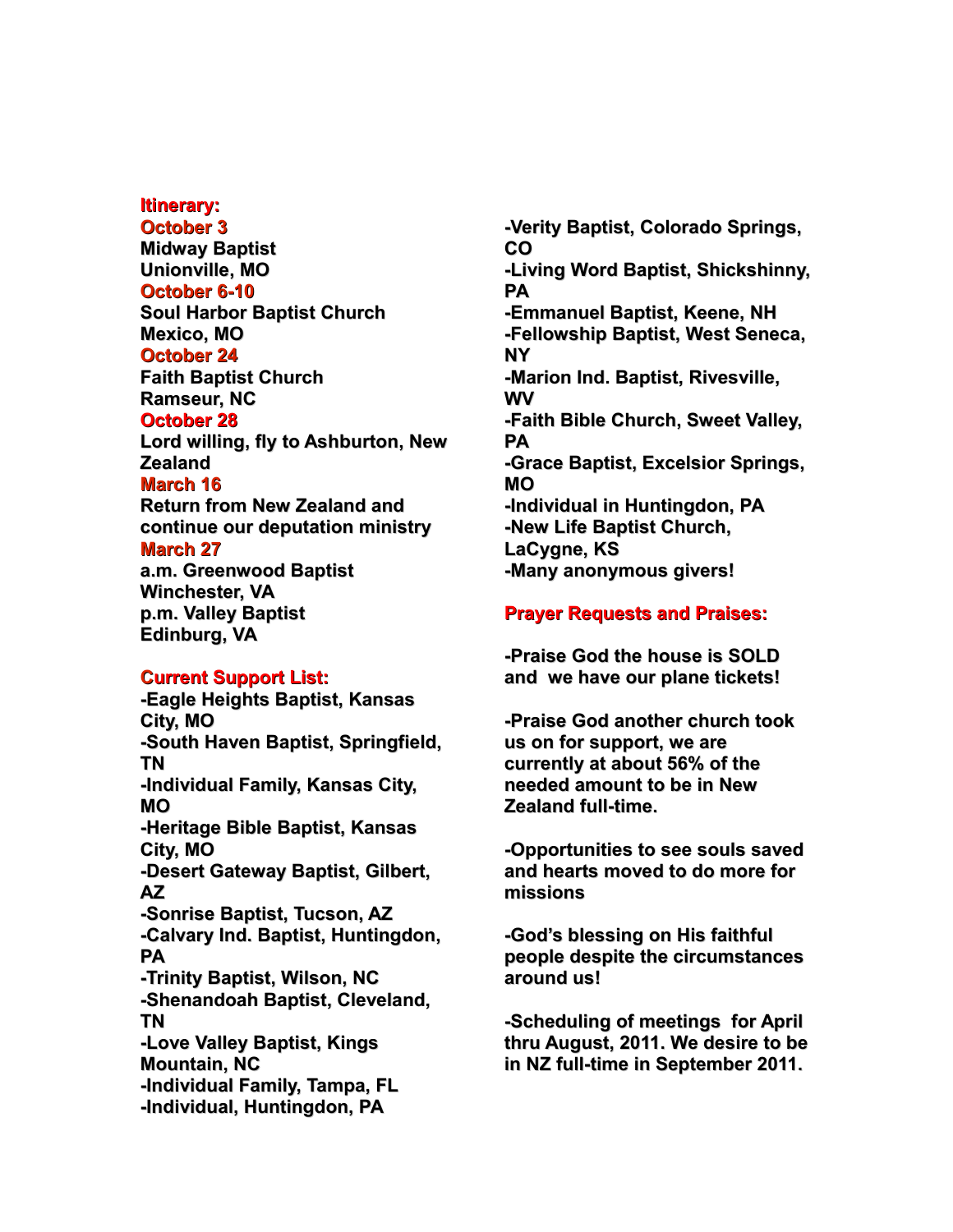## Itinerary:

**October 3**
Midway Baptist
Unionville, MO

**October 6-10**
Soul Harbor Baptist Church
Mexico, MO

**October 24**
Faith Baptist Church
Ramseur, NC

**October 28**
Lord willing, fly to Ashburton, New Zealand

**March 16**
Return from New Zealand and continue our deputation ministry

**March 27**
a.m. Greenwood Baptist
Winchester, VA
p.m. Valley Baptist
Edinburg, VA

## Current Support List:

- Eagle Heights Baptist, Kansas City, MO
- South Haven Baptist, Springfield, TN
- Individual Family, Kansas City, MO
- Heritage Bible Baptist, Kansas City, MO
- Desert Gateway Baptist, Gilbert, AZ
- Sonrise Baptist, Tucson, AZ
- Calvary Ind. Baptist, Huntingdon, PA
- Trinity Baptist, Wilson, NC
- Shenandoah Baptist, Cleveland, TN
- Love Valley Baptist, Kings Mountain, NC
- Individual Family, Tampa, FL
- Individual, Huntingdon, PA
- Verity Baptist, Colorado Springs, CO
- Living Word Baptist, Shickshinny, PA
- Emmanuel Baptist, Keene, NH
- Fellowship Baptist, West Seneca, NY
- Marion Ind. Baptist, Rivesville, WV
- Faith Bible Church, Sweet Valley, PA
- Grace Baptist, Excelsior Springs, MO
- Individual in Huntingdon, PA
- New Life Baptist Church, LaCygne, KS
- Many anonymous givers!

## Prayer Requests and Praises:

-Praise God the house is SOLD and we have our plane tickets!

-Praise God another church took us on for support, we are currently at about 56% of the needed amount to be in New Zealand full-time.

-Opportunities to see souls saved and hearts moved to do more for missions

-God's blessing on His faithful people despite the circumstances around us!

-Scheduling of meetings for April thru August, 2011. We desire to be in NZ full-time in September 2011.